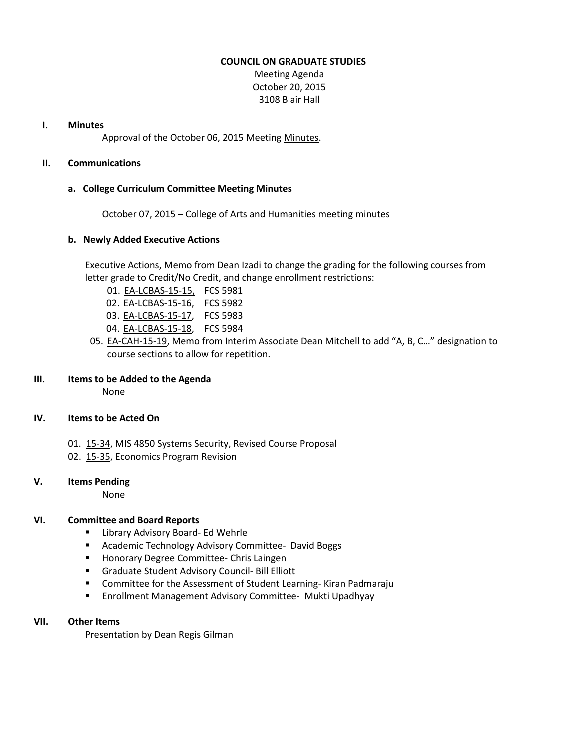# COUNCIL ON GRADUATE STUDIES

Meeting Agenda
October 20, 2015
3108 Blair Hall

## I. Minutes

Approval of the October 06, 2015 Meeting Minutes.

## II. Communications

### a. College Curriculum Committee Meeting Minutes

October 07, 2015 – College of Arts and Humanities meeting minutes

### b. Newly Added Executive Actions

Executive Actions, Memo from Dean Izadi to change the grading for the following courses from letter grade to Credit/No Credit, and change enrollment restrictions:

01. EA-LCBAS-15-15, FCS 5981
02. EA-LCBAS-15-16, FCS 5982
03. EA-LCBAS-15-17, FCS 5983
04. EA-LCBAS-15-18, FCS 5984
05. EA-CAH-15-19, Memo from Interim Associate Dean Mitchell to add "A, B, C…" designation to course sections to allow for repetition.

## III. Items to be Added to the Agenda

None

## IV. Items to be Acted On

01. 15-34, MIS 4850 Systems Security, Revised Course Proposal
02. 15-35, Economics Program Revision

## V. Items Pending

None

## VI. Committee and Board Reports

- Library Advisory Board- Ed Wehrle
- Academic Technology Advisory Committee- David Boggs
- Honorary Degree Committee- Chris Laingen
- Graduate Student Advisory Council- Bill Elliott
- Committee for the Assessment of Student Learning- Kiran Padmaraju
- Enrollment Management Advisory Committee- Mukti Upadhyay

## VII. Other Items

Presentation by Dean Regis Gilman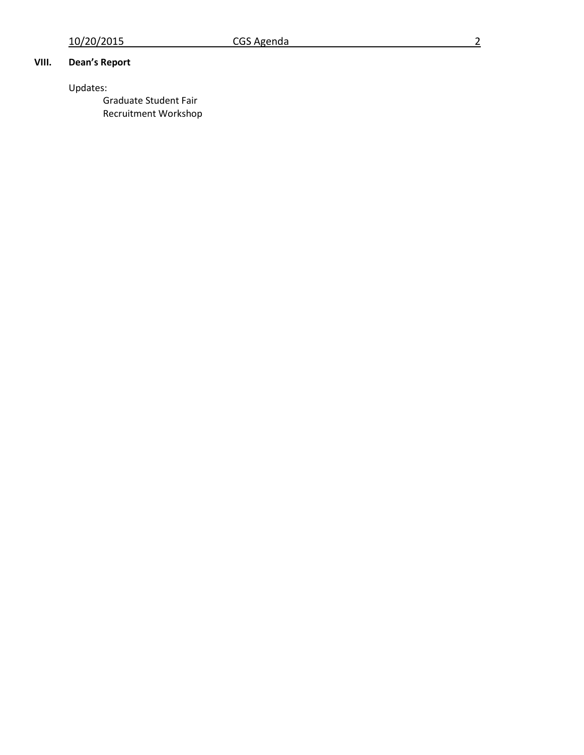## VIII. Dean's Report

Updates:

- Graduate Student Fair
- Recruitment Workshop